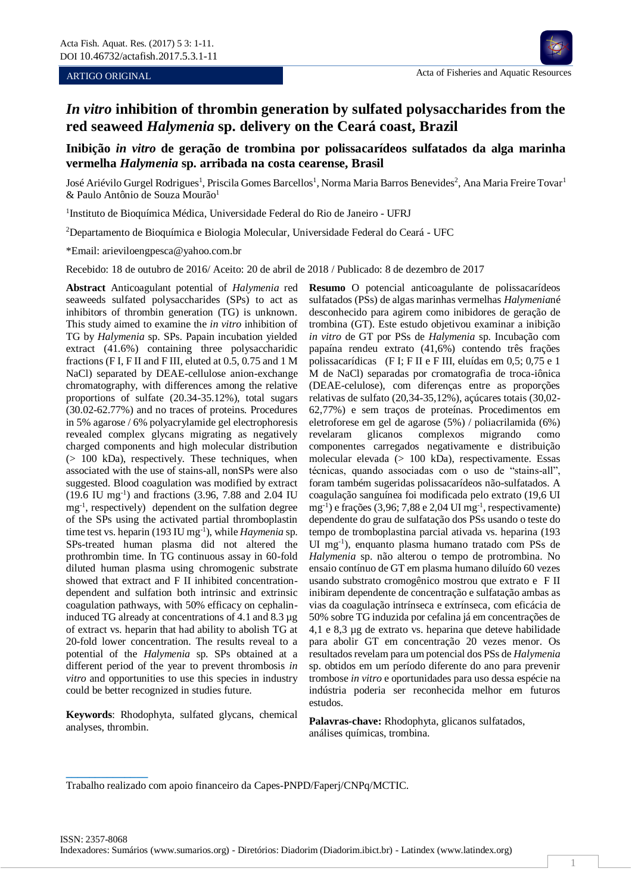ARTIGO ORIGINAL

# *In vitro* inhibition of thrombin generation by sulfated polysaccharides from the red seaweed *Halymenia* sp. delivery on the Ceará coast, Brazil

## Inibição *in vitro* de geração de trombina por polissacarídeos sulfatados da alga marinha vermelha *Halymenia* sp. arribada na costa cearense, Brasil

José Ariévilo Gurgel Rodrigues[1], Priscila Gomes Barcellos[1], Norma Maria Barros Benevides[2], Ana Maria Freire Tovar[1] & Paulo Antônio de Souza Mourão[1]

[1]Instituto de Bioquímica Médica, Universidade Federal do Rio de Janeiro - UFRJ

[2]Departamento de Bioquímica e Biologia Molecular, Universidade Federal do Ceará - UFC

*Email: arieviloengpesca@yahoo.com.br

Recebido: 18 de outubro de 2016/ Aceito: 20 de abril de 2018 / Publicado: 8 de dezembro de 2017

**Abstract** Anticoagulant potential of *Halymenia* red seaweeds sulfated polysaccharides (SPs) to act as inhibitors of thrombin generation (TG) is unknown. This study aimed to examine the *in vitro* inhibition of TG by *Halymenia* sp. SPs. Papain incubation yielded extract (41.6%) containing three polysaccharidic fractions (F I, F II and F III, eluted at 0.5, 0.75 and 1 M NaCl) separated by DEAE-cellulose anion-exchange chromatography, with differences among the relative proportions of sulfate (20.34-35.12%), total sugars (30.02-62.77%) and no traces of proteins. Procedures in 5% agarose / 6% polyacrylamide gel electrophoresis revealed complex glycans migrating as negatively charged components and high molecular distribution (> 100 kDa), respectively. These techniques, when associated with the use of stains-all, nonSPs were also suggested. Blood coagulation was modified by extract (19.6 IU $mg^{-1}$) and fractions (3.96, 7.88 and 2.04 IU $mg^{-1}$, respectively) dependent on the sulfation degree of the SPs using the activated partial thromboplastin time test vs. heparin (193 IU $mg^{-1}$), while *Haymenia* sp. SPs-treated human plasma did not altered the prothrombin time. In TG continuous assay in 60-fold diluted human plasma using chromogenic substrate showed that extract and F II inhibited concentration-dependent and sulfation both intrinsic and extrinsic coagulation pathways, with 50% efficacy on cephalin-induced TG already at concentrations of 4.1 and 8.3 µg of extract vs. heparin that had ability to abolish TG at 20-fold lower concentration. The results reveal to a potential of the *Halymenia* sp. SPs obtained at a different period of the year to prevent thrombosis *in vitro* and opportunities to use this species in industry could be better recognized in studies future.

**Keywords**: Rhodophyta, sulfated glycans, chemical analyses, thrombin.

**Resumo** O potencial anticoagulante de polissacarídeos sulfatados (PSs) de algas marinhas vermelhas *Halymenia*né desconhecido para agirem como inibidores de geração de trombina (GT). Este estudo objetivou examinar a inibição *in vitro* de GT por PSs de *Halymenia* sp. Incubação com papaína rendeu extrato (41,6%) contendo três frações polissacarídicas (F I; F II e F III, eluídas em 0,5; 0,75 e 1 M de NaCl) separadas por cromatografia de troca-iônica (DEAE-celulose), com diferenças entre as proporções relativas de sulfato (20,34-35,12%), açúcares totais (30,02-62,77%) e sem traços de proteínas. Procedimentos em eletroforese em gel de agarose (5%) / poliacrilamida (6%) revelaram glicanos complexos migrando como componentes carregados negativamente e distribuição molecular elevada (> 100 kDa), respectivamente. Essas técnicas, quando associadas com o uso de "stains-all", foram também sugeridas polissacarídeos não-sulfatados. A coagulação sanguínea foi modificada pelo extrato (19,6 UI $mg^{-1}$) e frações (3,96; 7,88 e 2,04 UI $mg^{-1}$, respectivamente) dependente do grau de sulfatação dos PSs usando o teste do tempo de tromboplastina parcial ativada vs. heparina (193 UI $mg^{-1}$), enquanto plasma humano tratado com PSs de *Halymenia* sp. não alterou o tempo de protrombina. No ensaio contínuo de GT em plasma humano diluído 60 vezes usando substrato cromogênico mostrou que extrato e F II inibiram dependente de concentração e sulfatação ambas as vias da coagulação intrínseca e extrínseca, com eficácia de 50% sobre TG induzida por cefalina já em concentrações de 4,1 e 8,3 µg de extrato vs. heparina que deteve habilidade para abolir GT em concentração 20 vezes menor. Os resultados revelam para um potencial dos PSs de *Halymenia* sp. obtidos em um período diferente do ano para prevenir trombose *in vitro* e oportunidades para uso dessa espécie na indústria poderia ser reconhecida melhor em futuros estudos.

**Palavras-chave:** Rhodophyta, glicanos sulfatados, análises químicas, trombina.

---

Trabalho realizado com apoio financeiro da Capes-PNPD/Faperj/CNPq/MCTIC.

ISSN: 2357-8068
Indexadores: Sumários (www.sumarios.org) - Diretórios: Diadorim (Diadorim.ibict.br) - Latindex (www.latindex.org)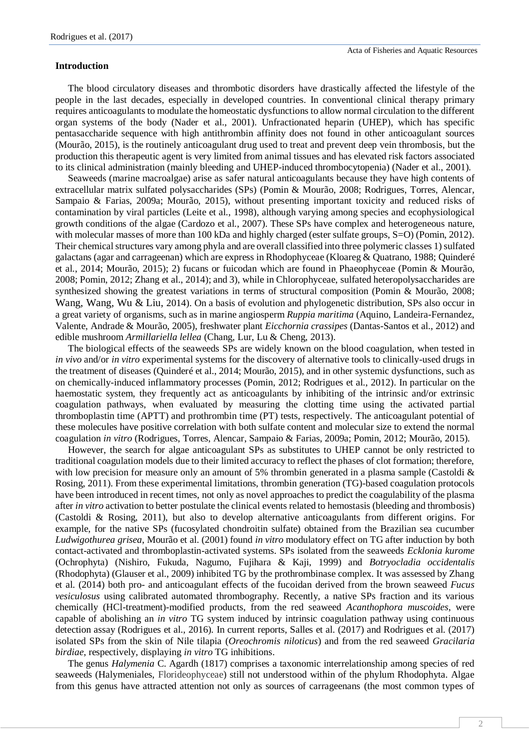## Introduction

The blood circulatory diseases and thrombotic disorders have drastically affected the lifestyle of the people in the last decades, especially in developed countries. In conventional clinical therapy primary requires anticoagulants to modulate the homeostatic dysfunctions to allow normal circulation to the different organ systems of the body (Nader et al., 2001). Unfractionated heparin (UHEP), which has specific pentasaccharide sequence with high antithrombin affinity does not found in other anticoagulant sources (Mourão, 2015), is the routinely anticoagulant drug used to treat and prevent deep vein thrombosis, but the production this therapeutic agent is very limited from animal tissues and has elevated risk factors associated to its clinical administration (mainly bleeding and UHEP-induced thrombocytopenia) (Nader et al., 2001).

Seaweeds (marine macroalgae) arise as safer natural anticoagulants because they have high contents of extracellular matrix sulfated polysaccharides (SPs) (Pomin & Mourão, 2008; Rodrigues, Torres, Alencar, Sampaio & Farias, 2009a; Mourão, 2015), without presenting important toxicity and reduced risks of contamination by viral particles (Leite et al., 1998), although varying among species and ecophysiological growth conditions of the algae (Cardozo et al., 2007). These SPs have complex and heterogeneous nature, with molecular masses of more than 100 kDa and highly charged (ester sulfate groups, S=O) (Pomin, 2012). Their chemical structures vary among phyla and are overall classified into three polymeric classes 1) sulfated galactans (agar and carrageenan) which are express in Rhodophyceae (Kloareg & Quatrano, 1988; Quinderé et al., 2014; Mourão, 2015); 2) fucans or fuicodan which are found in Phaeophyceae (Pomin & Mourão, 2008; Pomin, 2012; Zhang et al., 2014); and 3), while in Chlorophyceae, sulfated heteropolysaccharides are synthesized showing the greatest variations in terms of structural composition (Pomin & Mourão, 2008; Wang, Wang, Wu & Liu, 2014). On a basis of evolution and phylogenetic distribution, SPs also occur in a great variety of organisms, such as in marine angiosperm *Ruppia maritima* (Aquino, Landeira-Fernandez, Valente, Andrade & Mourão, 2005), freshwater plant *Eicchornia crassipes* (Dantas-Santos et al., 2012) and edible mushroom *Armillariella lellea* (Chang, Lur, Lu & Cheng, 2013).

The biological effects of the seaweeds SPs are widely known on the blood coagulation, when tested in *in vivo* and/or *in vitro* experimental systems for the discovery of alternative tools to clinically-used drugs in the treatment of diseases (Quinderé et al., 2014; Mourão, 2015), and in other systemic dysfunctions, such as on chemically-induced inflammatory processes (Pomin, 2012; Rodrigues et al., 2012). In particular on the haemostatic system, they frequently act as anticoagulants by inhibiting of the intrinsic and/or extrinsic coagulation pathways, when evaluated by measuring the clotting time using the activated partial thromboplastin time (APTT) and prothrombin time (PT) tests, respectively. The anticoagulant potential of these molecules have positive correlation with both sulfate content and molecular size to extend the normal coagulation *in vitro* (Rodrigues, Torres, Alencar, Sampaio & Farias, 2009a; Pomin, 2012; Mourão, 2015).

However, the search for algae anticoagulant SPs as substitutes to UHEP cannot be only restricted to traditional coagulation models due to their limited accuracy to reflect the phases of clot formation; therefore, with low precision for measure only an amount of 5% thrombin generated in a plasma sample (Castoldi & Rosing, 2011). From these experimental limitations, thrombin generation (TG)-based coagulation protocols have been introduced in recent times, not only as novel approaches to predict the coagulability of the plasma after *in vitro* activation to better postulate the clinical events related to hemostasis (bleeding and thrombosis) (Castoldi & Rosing, 2011), but also to develop alternative anticoagulants from different origins. For example, for the native SPs (fucosylated chondroitin sulfate) obtained from the Brazilian sea cucumber *Ludwigothurea grisea*, Mourão et al. (2001) found *in vitro* modulatory effect on TG after induction by both contact-activated and thromboplastin-activated systems. SPs isolated from the seaweeds *Ecklonia kurome* (Ochrophyta) (Nishiro, Fukuda, Nagumo, Fujihara & Kaji, 1999) and *Botryocladia occidentalis* (Rhodophyta) (Glauser et al., 2009) inhibited TG by the prothrombinase complex. It was assessed by Zhang et al. (2014) both pro- and anticoagulant effects of the fucoidan derived from the brown seaweed *Fucus vesiculosus* using calibrated automated thrombography. Recently, a native SPs fraction and its various chemically (HCl-treatment)-modified products, from the red seaweed *Acanthophora muscoides*, were capable of abolishing an *in vitro* TG system induced by intrinsic coagulation pathway using continuous detection assay (Rodrigues et al., 2016). In current reports, Salles et al. (2017) and Rodrigues et al. (2017) isolated SPs from the skin of Nile tilapia (*Oreochromis niloticus*) and from the red seaweed *Gracilaria birdiae*, respectively, displaying *in vitro* TG inhibitions.

The genus *Halymenia* C. Agardh (1817) comprises a taxonomic interrelationship among species of red seaweeds (Halymeniales, Florideophyceae) still not understood within of the phylum Rhodophyta. Algae from this genus have attracted attention not only as sources of carrageenans (the most common types of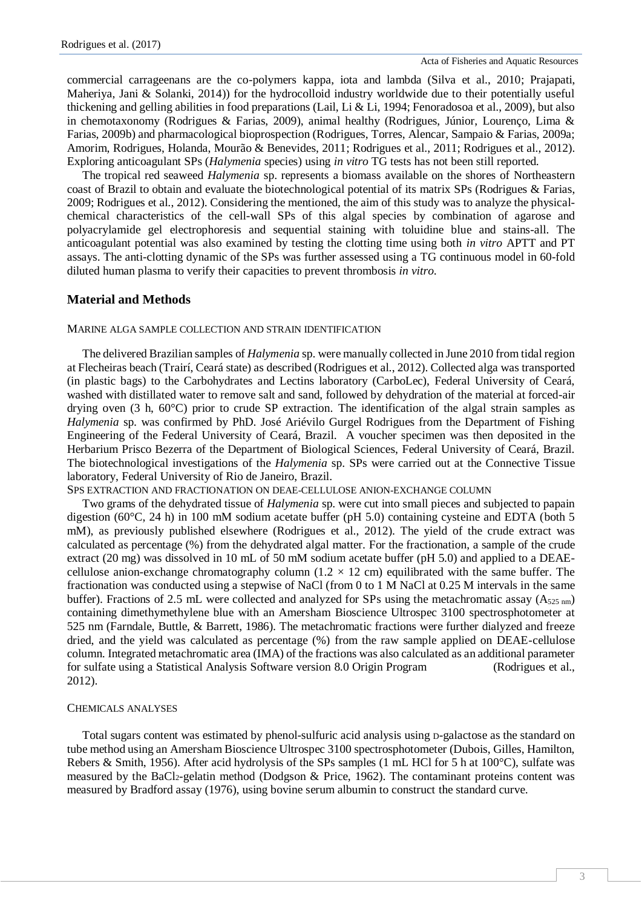commercial carrageenans are the co-polymers kappa, iota and lambda (Silva et al., 2010; Prajapati, Maheriya, Jani & Solanki, 2014)) for the hydrocolloid industry worldwide due to their potentially useful thickening and gelling abilities in food preparations (Lail, Li & Li, 1994; Fenoradosoa et al., 2009), but also in chemotaxonomy (Rodrigues & Farias, 2009), animal healthy (Rodrigues, Júnior, Lourenço, Lima & Farias, 2009b) and pharmacological bioprospection (Rodrigues, Torres, Alencar, Sampaio & Farias, 2009a; Amorim, Rodrigues, Holanda, Mourão & Benevides, 2011; Rodrigues et al., 2011; Rodrigues et al., 2012). Exploring anticoagulant SPs (*Halymenia* species) using *in vitro* TG tests has not been still reported.

The tropical red seaweed *Halymenia* sp. represents a biomass available on the shores of Northeastern coast of Brazil to obtain and evaluate the biotechnological potential of its matrix SPs (Rodrigues & Farias, 2009; Rodrigues et al., 2012). Considering the mentioned, the aim of this study was to analyze the physical-chemical characteristics of the cell-wall SPs of this algal species by combination of agarose and polyacrylamide gel electrophoresis and sequential staining with toluidine blue and stains-all. The anticoagulant potential was also examined by testing the clotting time using both *in vitro* APTT and PT assays. The anti-clotting dynamic of the SPs was further assessed using a TG continuous model in 60-fold diluted human plasma to verify their capacities to prevent thrombosis *in vitro*.

## Material and Methods

### Marine alga sample collection and strain identification

The delivered Brazilian samples of *Halymenia* sp. were manually collected in June 2010 from tidal region at Flecheiras beach (Trairí, Ceará state) as described (Rodrigues et al., 2012). Collected alga was transported (in plastic bags) to the Carbohydrates and Lectins laboratory (CarboLec), Federal University of Ceará, washed with distilled water to remove salt and sand, followed by dehydration of the material at forced-air drying oven (3 h, 60°C) prior to crude SP extraction. The identification of the algal strain samples as *Halymenia* sp. was confirmed by PhD. José Ariévilo Gurgel Rodrigues from the Department of Fishing Engineering of the Federal University of Ceará, Brazil. A voucher specimen was then deposited in the Herbarium Prisco Bezerra of the Department of Biological Sciences, Federal University of Ceará, Brazil. The biotechnological investigations of the *Halymenia* sp. SPs were carried out at the Connective Tissue laboratory, Federal University of Rio de Janeiro, Brazil.

### SPs extraction and fractionation on DEAE-cellulose anion-exchange column

Two grams of the dehydrated tissue of *Halymenia* sp. were cut into small pieces and subjected to papain digestion (60°C, 24 h) in 100 mM sodium acetate buffer (pH 5.0) containing cysteine and EDTA (both 5 mM), as previously published elsewhere (Rodrigues et al., 2012). The yield of the crude extract was calculated as percentage (%) from the dehydrated algal matter. For the fractionation, a sample of the crude extract (20 mg) was dissolved in 10 mL of 50 mM sodium acetate buffer (pH 5.0) and applied to a DEAE-cellulose anion-exchange chromatography column (1.2 × 12 cm) equilibrated with the same buffer. The fractionation was conducted using a stepwise of NaCl (from 0 to 1 M NaCl at 0.25 M intervals in the same buffer). Fractions of 2.5 mL were collected and analyzed for SPs using the metachromatic assay ($A_{525\ nm}$) containing dimethymethylene blue with an Amersham Bioscience Ultrospec 3100 spectrophotometer at 525 nm (Farndale, Buttle, & Barrett, 1986). The metachromatic fractions were further dialyzed and freeze dried, and the yield was calculated as percentage (%) from the raw sample applied on DEAE-cellulose column. Integrated metachromatic area (IMA) of the fractions was also calculated as an additional parameter for sulfate using a Statistical Analysis Software version 8.0 Origin Program (Rodrigues et al., 2012).

### Chemicals analyses

Total sugars content was estimated by phenol-sulfuric acid analysis using D-galactose as the standard on tube method using an Amersham Bioscience Ultrospec 3100 spectrophotometer (Dubois, Gilles, Hamilton, Rebers & Smith, 1956). After acid hydrolysis of the SPs samples (1 mL HCl for 5 h at 100°C), sulfate was measured by the $BaCl_2$-gelatin method (Dodgson & Price, 1962). The contaminant proteins content was measured by Bradford assay (1976), using bovine serum albumin to construct the standard curve.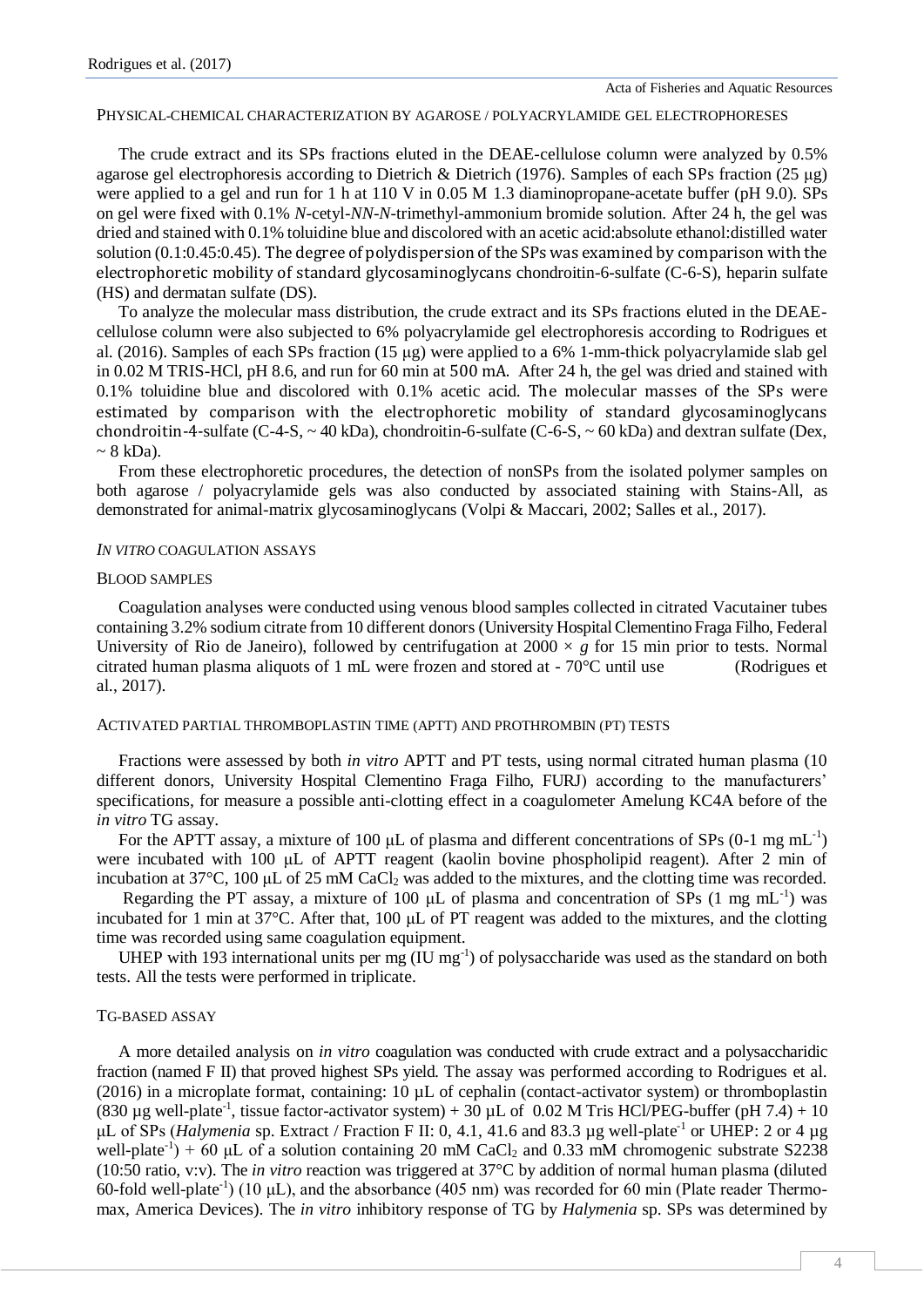### PHYSICAL-CHEMICAL CHARACTERIZATION BY AGAROSE / POLYACRYLAMIDE GEL ELECTROPHORESES

The crude extract and its SPs fractions eluted in the DEAE-cellulose column were analyzed by 0.5% agarose gel electrophoresis according to Dietrich & Dietrich (1976). Samples of each SPs fraction (25 μg) were applied to a gel and run for 1 h at 110 V in 0.05 M 1.3 diaminopropane-acetate buffer (pH 9.0). SPs on gel were fixed with 0.1% *N*-cetyl-*NN-N*-trimethyl-ammonium bromide solution. After 24 h, the gel was dried and stained with 0.1% toluidine blue and discolored with an acetic acid:absolute ethanol:distilled water solution (0.1:0.45:0.45). The degree of polydispersion of the SPs was examined by comparison with the electrophoretic mobility of standard glycosaminoglycans chondroitin-6-sulfate (C-6-S), heparin sulfate (HS) and dermatan sulfate (DS).

To analyze the molecular mass distribution, the crude extract and its SPs fractions eluted in the DEAE-cellulose column were also subjected to 6% polyacrylamide gel electrophoresis according to Rodrigues et al. (2016). Samples of each SPs fraction (15 μg) were applied to a 6% 1-mm-thick polyacrylamide slab gel in 0.02 M TRIS-HCl, pH 8.6, and run for 60 min at 500 mA. After 24 h, the gel was dried and stained with 0.1% toluidine blue and discolored with 0.1% acetic acid. The molecular masses of the SPs were estimated by comparison with the electrophoretic mobility of standard glycosaminoglycans chondroitin-4-sulfate (C-4-S, ~ 40 kDa), chondroitin-6-sulfate (C-6-S, ~ 60 kDa) and dextran sulfate (Dex, ~ 8 kDa).

From these electrophoretic procedures, the detection of nonSPs from the isolated polymer samples on both agarose / polyacrylamide gels was also conducted by associated staining with Stains-All, as demonstrated for animal-matrix glycosaminoglycans (Volpi & Maccari, 2002; Salles et al., 2017).

### *IN VITRO* COAGULATION ASSAYS

#### BLOOD SAMPLES

Coagulation analyses were conducted using venous blood samples collected in citrated Vacutainer tubes containing 3.2% sodium citrate from 10 different donors (University Hospital Clementino Fraga Filho, Federal University of Rio de Janeiro), followed by centrifugation at 2000 × *g* for 15 min prior to tests. Normal citrated human plasma aliquots of 1 mL were frozen and stored at - 70°C until use (Rodrigues et al., 2017).

#### ACTIVATED PARTIAL THROMBOPLASTIN TIME (APTT) AND PROTHROMBIN (PT) TESTS

Fractions were assessed by both *in vitro* APTT and PT tests, using normal citrated human plasma (10 different donors, University Hospital Clementino Fraga Filho, FURJ) according to the manufacturers' specifications, for measure a possible anti-clotting effect in a coagulometer Amelung KC4A before of the *in vitro* TG assay.

For the APTT assay, a mixture of 100 μL of plasma and different concentrations of SPs (0-1 mg $mL^{-1}$) were incubated with 100 μL of APTT reagent (kaolin bovine phospholipid reagent). After 2 min of incubation at 37°C, 100 μL of 25 mM $CaCl_2$ was added to the mixtures, and the clotting time was recorded.

Regarding the PT assay, a mixture of 100 μL of plasma and concentration of SPs (1 mg $mL^{-1}$) was incubated for 1 min at 37°C. After that, 100 μL of PT reagent was added to the mixtures, and the clotting time was recorded using same coagulation equipment.

UHEP with 193 international units per mg (IU $mg^{-1}$) of polysaccharide was used as the standard on both tests. All the tests were performed in triplicate.

#### TG-BASED ASSAY

A more detailed analysis on *in vitro* coagulation was conducted with crude extract and a polysaccharidic fraction (named F II) that proved highest SPs yield. The assay was performed according to Rodrigues et al. (2016) in a microplate format, containing: 10 µL of cephalin (contact-activator system) or thromboplastin (830 µg well-plate$^{-1}$, tissue factor-activator system) + 30 µL of 0.02 M Tris HCl/PEG-buffer (pH 7.4) + 10 µL of SPs (*Halymenia* sp. Extract / Fraction F II: 0, 4.1, 41.6 and 83.3 µg well-plate$^{-1}$ or UHEP: 2 or 4 µg well-plate$^{-1}$) + 60 µL of a solution containing 20 mM $CaCl_2$ and 0.33 mM chromogenic substrate S2238 (10:50 ratio, v:v). The *in vitro* reaction was triggered at 37°C by addition of normal human plasma (diluted 60-fold well-plate$^{-1}$) (10 µL), and the absorbance (405 nm) was recorded for 60 min (Plate reader Thermo-max, America Devices). The *in vitro* inhibitory response of TG by *Halymenia* sp. SPs was determined by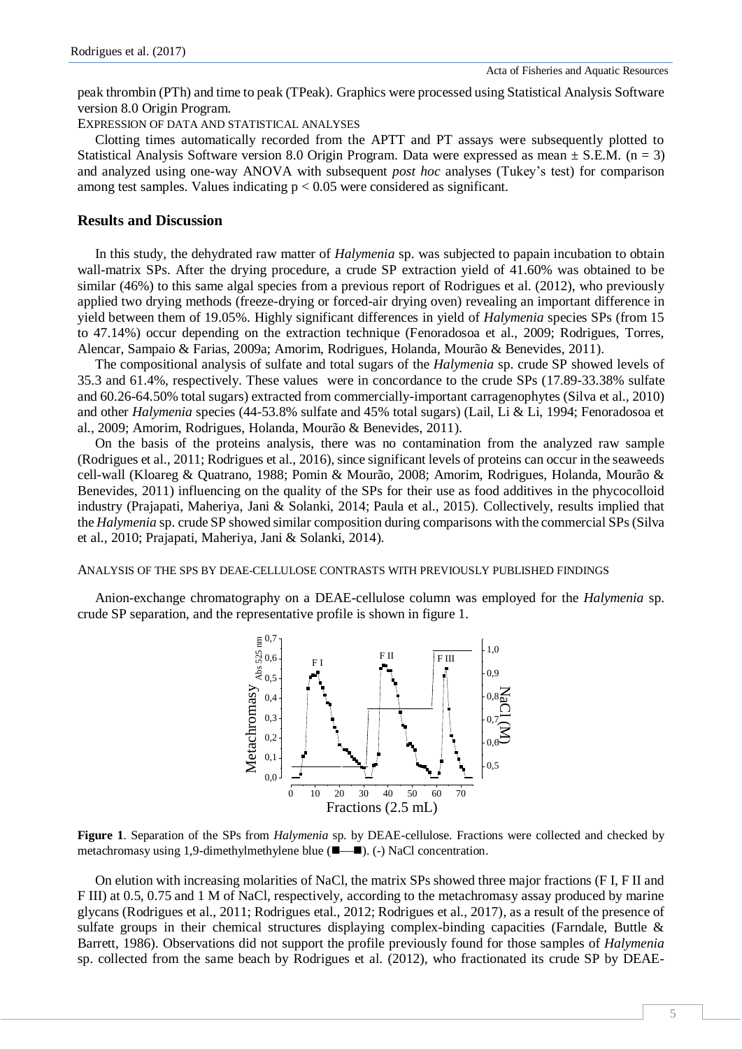peak thrombin (PTh) and time to peak (TPeak). Graphics were processed using Statistical Analysis Software version 8.0 Origin Program.

EXPRESSION OF DATA AND STATISTICAL ANALYSES

Clotting times automatically recorded from the APTT and PT assays were subsequently plotted to Statistical Analysis Software version 8.0 Origin Program. Data were expressed as mean ± S.E.M. ($n = 3$) and analyzed using one-way ANOVA with subsequent *post hoc* analyses (Tukey's test) for comparison among test samples. Values indicating $p < 0.05$ were considered as significant.

## Results and Discussion

In this study, the dehydrated raw matter of *Halymenia* sp. was subjected to papain incubation to obtain wall-matrix SPs. After the drying procedure, a crude SP extraction yield of 41.60% was obtained to be similar (46%) to this same algal species from a previous report of Rodrigues et al. (2012), who previously applied two drying methods (freeze-drying or forced-air drying oven) revealing an important difference in yield between them of 19.05%. Highly significant differences in yield of *Halymenia* species SPs (from 15 to 47.14%) occur depending on the extraction technique (Fenoradosoa et al., 2009; Rodrigues, Torres, Alencar, Sampaio & Farias, 2009a; Amorim, Rodrigues, Holanda, Mourão & Benevides, 2011).

The compositional analysis of sulfate and total sugars of the *Halymenia* sp. crude SP showed levels of 35.3 and 61.4%, respectively. These values were in concordance to the crude SPs (17.89-33.38% sulfate and 60.26-64.50% total sugars) extracted from commercially-important carragenophytes (Silva et al., 2010) and other *Halymenia* species (44-53.8% sulfate and 45% total sugars) (Lail, Li & Li, 1994; Fenoradosoa et al., 2009; Amorim, Rodrigues, Holanda, Mourão & Benevides, 2011).

On the basis of the proteins analysis, there was no contamination from the analyzed raw sample (Rodrigues et al., 2011; Rodrigues et al., 2016), since significant levels of proteins can occur in the seaweeds cell-wall (Kloareg & Quatrano, 1988; Pomin & Mourão, 2008; Amorim, Rodrigues, Holanda, Mourão & Benevides, 2011) influencing on the quality of the SPs for their use as food additives in the phycocolloid industry (Prajapati, Maheriya, Jani & Solanki, 2014; Paula et al., 2015). Collectively, results implied that the *Halymenia* sp. crude SP showed similar composition during comparisons with the commercial SPs (Silva et al., 2010; Prajapati, Maheriya, Jani & Solanki, 2014).

ANALYSIS OF THE SPS BY DEAE-CELLULOSE CONTRASTS WITH PREVIOUSLY PUBLISHED FINDINGS

Anion-exchange chromatography on a DEAE-cellulose column was employed for the *Halymenia* sp. crude SP separation, and the representative profile is shown in figure 1.

**Figure 1**. Separation of the SPs from *Halymenia* sp. by DEAE-cellulose. Fractions were collected and checked by metachromasy using 1,9-dimethylmethylene blue (■—■). (-) NaCl concentration.

On elution with increasing molarities of NaCl, the matrix SPs showed three major fractions (F I, F II and F III) at 0.5, 0.75 and 1 M of NaCl, respectively, according to the metachromasy assay produced by marine glycans (Rodrigues et al., 2011; Rodrigues etal., 2012; Rodrigues et al., 2017), as a result of the presence of sulfate groups in their chemical structures displaying complex-binding capacities (Farndale, Buttle & Barrett, 1986). Observations did not support the profile previously found for those samples of *Halymenia* sp. collected from the same beach by Rodrigues et al. (2012), who fractionated its crude SP by DEAE-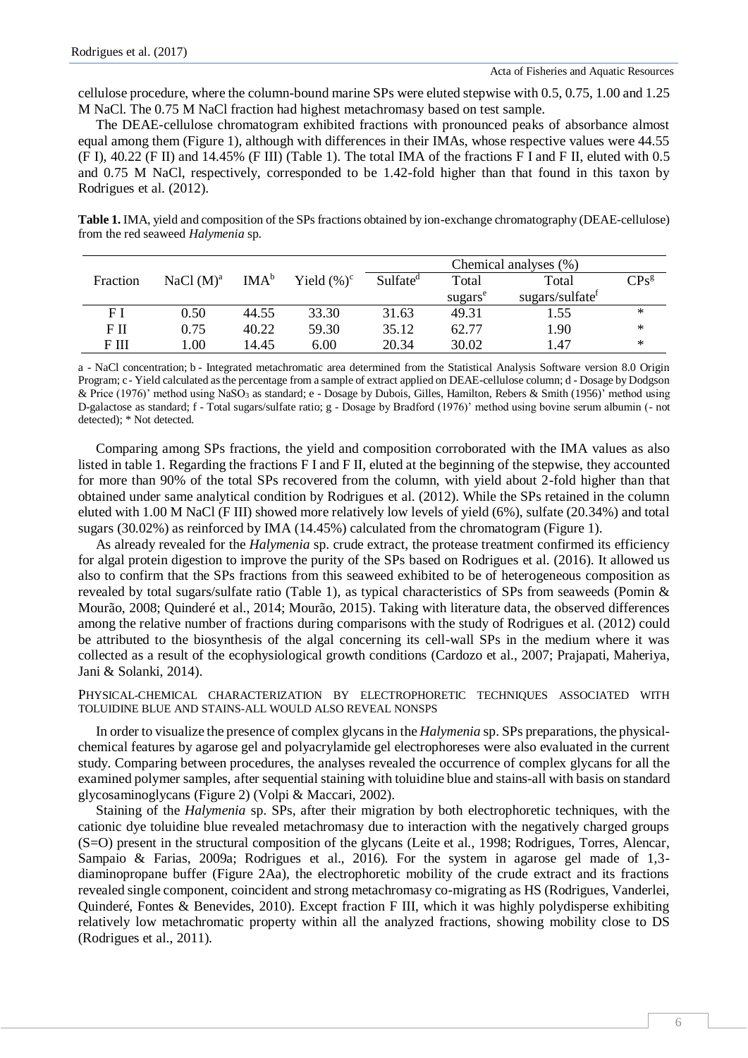cellulose procedure, where the column-bound marine SPs were eluted stepwise with 0.5, 0.75, 1.00 and 1.25 M NaCl. The 0.75 M NaCl fraction had highest metachromasy based on test sample.

The DEAE-cellulose chromatogram exhibited fractions with pronounced peaks of absorbance almost equal among them (Figure 1), although with differences in their IMAs, whose respective values were 44.55 (F I), 40.22 (F II) and 14.45% (F III) (Table 1). The total IMA of the fractions F I and F II, eluted with 0.5 and 0.75 M NaCl, respectively, corresponded to be 1.42-fold higher than that found in this taxon by Rodrigues et al. (2012).

**Table 1.** IMA, yield and composition of the SPs fractions obtained by ion-exchange chromatography (DEAE-cellulose) from the red seaweed *Halymenia* sp.

| Fraction | NaCl (M)[a] | IMA[b] | Yield (%)[c] | Chemical analyses (%) | | | |
|---|---|---|---|---|---|---|---|
| | | | | Sulfate[d] | Total sugars[e] | Total sugars/sulfate[f] | CPs[g] |
| F I | 0.50 | 44.55 | 33.30 | 31.63 | 49.31 | 1.55 | * |
| F II | 0.75 | 40.22 | 59.30 | 35.12 | 62.77 | 1.90 | * |
| F III | 1.00 | 14.45 | 6.00 | 20.34 | 30.02 | 1.47 | * |

a - NaCl concentration; b - Integrated metachromatic area determined from the Statistical Analysis Software version 8.0 Origin Program; c - Yield calculated as the percentage from a sample of extract applied on DEAE-cellulose column; d - Dosage by Dodgson & Price (1976)' method using $NaSO_3$ as standard; e - Dosage by Dubois, Gilles, Hamilton, Rebers & Smith (1956)' method using D-galactose as standard; f - Total sugars/sulfate ratio; g - Dosage by Bradford (1976)' method using bovine serum albumin (- not detected); * Not detected.

Comparing among SPs fractions, the yield and composition corroborated with the IMA values as also listed in table 1. Regarding the fractions F I and F II, eluted at the beginning of the stepwise, they accounted for more than 90% of the total SPs recovered from the column, with yield about 2-fold higher than that obtained under same analytical condition by Rodrigues et al. (2012). While the SPs retained in the column eluted with 1.00 M NaCl (F III) showed more relatively low levels of yield (6%), sulfate (20.34%) and total sugars (30.02%) as reinforced by IMA (14.45%) calculated from the chromatogram (Figure 1).

As already revealed for the *Halymenia* sp. crude extract, the protease treatment confirmed its efficiency for algal protein digestion to improve the purity of the SPs based on Rodrigues et al. (2016). It allowed us also to confirm that the SPs fractions from this seaweed exhibited to be of heterogeneous composition as revealed by total sugars/sulfate ratio (Table 1), as typical characteristics of SPs from seaweeds (Pomin & Mourão, 2008; Quinderé et al., 2014; Mourão, 2015). Taking with literature data, the observed differences among the relative number of fractions during comparisons with the study of Rodrigues et al. (2012) could be attributed to the biosynthesis of the algal concerning its cell-wall SPs in the medium where it was collected as a result of the ecophysiological growth conditions (Cardozo et al., 2007; Prajapati, Maheriya, Jani & Solanki, 2014).

### Physical-chemical characterization by electrophoretic techniques associated with toluidine blue and stains-all would also reveal nonSPs

In order to visualize the presence of complex glycans in the *Halymenia* sp. SPs preparations, the physical-chemical features by agarose gel and polyacrylamide gel electrophoreses were also evaluated in the current study. Comparing between procedures, the analyses revealed the occurrence of complex glycans for all the examined polymer samples, after sequential staining with toluidine blue and stains-all with basis on standard glycosaminoglycans (Figure 2) (Volpi & Maccari, 2002).

Staining of the *Halymenia* sp. SPs, after their migration by both electrophoretic techniques, with the cationic dye toluidine blue revealed metachromasy due to interaction with the negatively charged groups (S=O) present in the structural composition of the glycans (Leite et al., 1998; Rodrigues, Torres, Alencar, Sampaio & Farias, 2009a; Rodrigues et al., 2016). For the system in agarose gel made of 1,3-diaminopropane buffer (Figure 2Aa), the electrophoretic mobility of the crude extract and its fractions revealed single component, coincident and strong metachromasy co-migrating as HS (Rodrigues, Vanderlei, Quinderé, Fontes & Benevides, 2010). Except fraction F III, which it was highly polydisperse exhibiting relatively low metachromatic property within all the analyzed fractions, showing mobility close to DS (Rodrigues et al., 2011).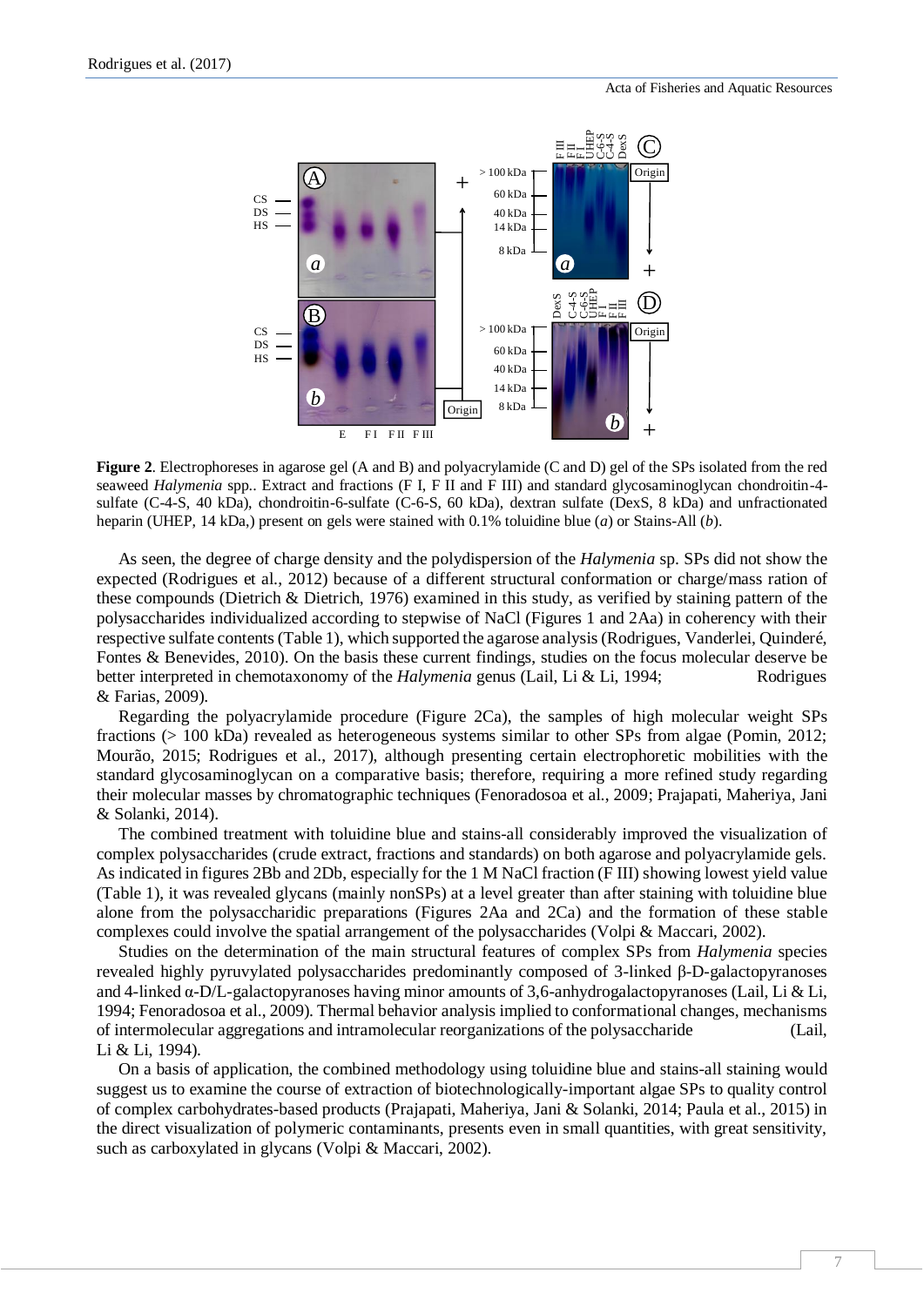**Figure 2**. Electrophoreses in agarose gel (A and B) and polyacrylamide (C and D) gel of the SPs isolated from the red seaweed *Halymenia* spp.. Extract and fractions (F I, F II and F III) and standard glycosaminoglycan chondroitin-4-sulfate (C-4-S, 40 kDa), chondroitin-6-sulfate (C-6-S, 60 kDa), dextran sulfate (DexS, 8 kDa) and unfractionated heparin (UHEP, 14 kDa,) present on gels were stained with 0.1% toluidine blue (*a*) or Stains-All (*b*).

As seen, the degree of charge density and the polydispersion of the *Halymenia* sp. SPs did not show the expected (Rodrigues et al., 2012) because of a different structural conformation or charge/mass ration of these compounds (Dietrich & Dietrich, 1976) examined in this study, as verified by staining pattern of the polysaccharides individualized according to stepwise of NaCl (Figures 1 and 2Aa) in coherency with their respective sulfate contents (Table 1), which supported the agarose analysis (Rodrigues, Vanderlei, Quinderé, Fontes & Benevides, 2010). On the basis these current findings, studies on the focus molecular deserve be better interpreted in chemotaxonomy of the *Halymenia* genus (Lail, Li & Li, 1994; Rodrigues & Farias, 2009).

Regarding the polyacrylamide procedure (Figure 2Ca), the samples of high molecular weight SPs fractions (> 100 kDa) revealed as heterogeneous systems similar to other SPs from algae (Pomin, 2012; Mourão, 2015; Rodrigues et al., 2017), although presenting certain electrophoretic mobilities with the standard glycosaminoglycan on a comparative basis; therefore, requiring a more refined study regarding their molecular masses by chromatographic techniques (Fenoradosoa et al., 2009; Prajapati, Maheriya, Jani & Solanki, 2014).

The combined treatment with toluidine blue and stains-all considerably improved the visualization of complex polysaccharides (crude extract, fractions and standards) on both agarose and polyacrylamide gels. As indicated in figures 2Bb and 2Db, especially for the 1 M NaCl fraction (F III) showing lowest yield value (Table 1), it was revealed glycans (mainly nonSPs) at a level greater than after staining with toluidine blue alone from the polysaccharidic preparations (Figures 2Aa and 2Ca) and the formation of these stable complexes could involve the spatial arrangement of the polysaccharides (Volpi & Maccari, 2002).

Studies on the determination of the main structural features of complex SPs from *Halymenia* species revealed highly pyruvylated polysaccharides predominantly composed of 3-linked β-D-galactopyranoses and 4-linked α-D/L-galactopyranoses having minor amounts of 3,6-anhydrogalactopyranoses (Lail, Li & Li, 1994; Fenoradosoa et al., 2009). Thermal behavior analysis implied to conformational changes, mechanisms of intermolecular aggregations and intramolecular reorganizations of the polysaccharide (Lail, Li & Li, 1994).

On a basis of application, the combined methodology using toluidine blue and stains-all staining would suggest us to examine the course of extraction of biotechnologically-important algae SPs to quality control of complex carbohydrates-based products (Prajapati, Maheriya, Jani & Solanki, 2014; Paula et al., 2015) in the direct visualization of polymeric contaminants, presents even in small quantities, with great sensitivity, such as carboxylated in glycans (Volpi & Maccari, 2002).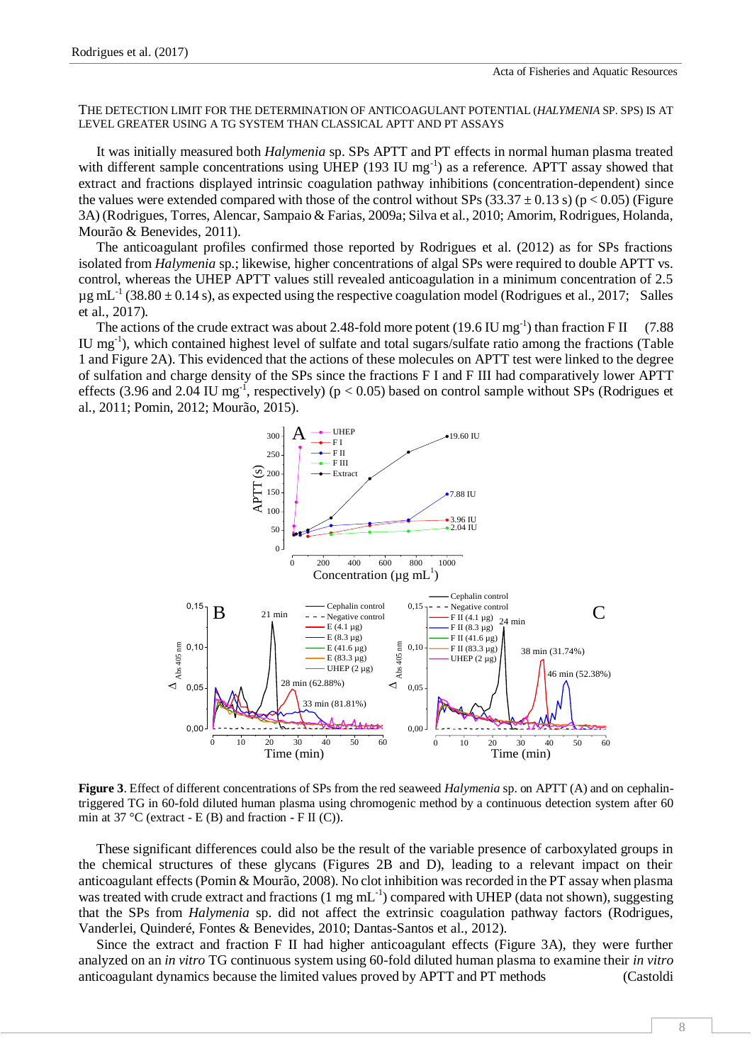THE DETECTION LIMIT FOR THE DETERMINATION OF ANTICOAGULANT POTENTIAL (*HALYMENIA* SP. SPS) IS AT LEVEL GREATER USING A TG SYSTEM THAN CLASSICAL APTT AND PT ASSAYS

It was initially measured both *Halymenia* sp. SPs APTT and PT effects in normal human plasma treated with different sample concentrations using UHEP (193 IU $mg^{-1}$) as a reference. APTT assay showed that extract and fractions displayed intrinsic coagulation pathway inhibitions (concentration-dependent) since the values were extended compared with those of the control without SPs (33.37 ± 0.13 s) ($p < 0.05$) (Figure 3A) (Rodrigues, Torres, Alencar, Sampaio & Farias, 2009a; Silva et al., 2010; Amorim, Rodrigues, Holanda, Mourão & Benevides, 2011).

The anticoagulant profiles confirmed those reported by Rodrigues et al. (2012) as for SPs fractions isolated from *Halymenia* sp.; likewise, higher concentrations of algal SPs were required to double APTT vs. control, whereas the UHEP APTT values still revealed anticoagulation in a minimum concentration of 2.5 µg $mL^{-1}$ (38.80 ± 0.14 s), as expected using the respective coagulation model (Rodrigues et al., 2017; Salles et al., 2017).

The actions of the crude extract was about 2.48-fold more potent (19.6 IU $mg^{-1}$) than fraction F II (7.88 IU $mg^{-1}$), which contained highest level of sulfate and total sugars/sulfate ratio among the fractions (Table 1 and Figure 2A). This evidenced that the actions of these molecules on APTT test were linked to the degree of sulfation and charge density of the SPs since the fractions F I and F III had comparatively lower APTT effects (3.96 and 2.04 IU $mg^{-1}$, respectively) ($p < 0.05$) based on control sample without SPs (Rodrigues et al., 2011; Pomin, 2012; Mourão, 2015).

**Figure 3**. Effect of different concentrations of SPs from the red seaweed *Halymenia* sp. on APTT (A) and on cephalin-triggered TG in 60-fold diluted human plasma using chromogenic method by a continuous detection system after 60 min at 37 °C (extract - E (B) and fraction - F II (C)).

These significant differences could also be the result of the variable presence of carboxylated groups in the chemical structures of these glycans (Figures 2B and D), leading to a relevant impact on their anticoagulant effects (Pomin & Mourão, 2008). No clot inhibition was recorded in the PT assay when plasma was treated with crude extract and fractions (1 mg $mL^{-1}$) compared with UHEP (data not shown), suggesting that the SPs from *Halymenia* sp. did not affect the extrinsic coagulation pathway factors (Rodrigues, Vanderlei, Quinderé, Fontes & Benevides, 2010; Dantas-Santos et al., 2012).

Since the extract and fraction F II had higher anticoagulant effects (Figure 3A), they were further analyzed on an *in vitro* TG continuous system using 60-fold diluted human plasma to examine their *in vitro* anticoagulant dynamics because the limited values proved by APTT and PT methods (Castoldi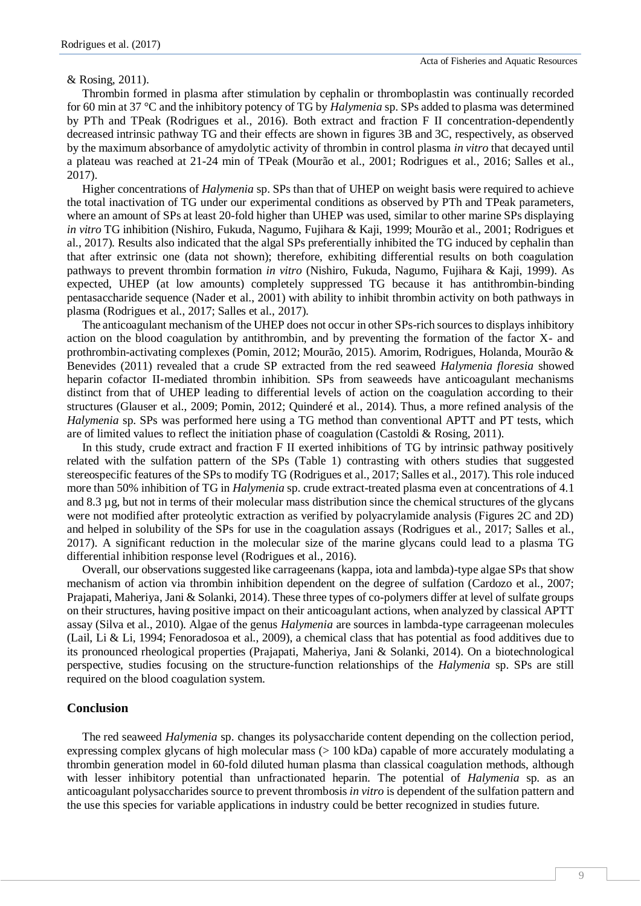& Rosing, 2011).

Thrombin formed in plasma after stimulation by cephalin or thromboplastin was continually recorded for 60 min at 37 °C and the inhibitory potency of TG by *Halymenia* sp. SPs added to plasma was determined by PTh and TPeak (Rodrigues et al., 2016). Both extract and fraction F II concentration-dependently decreased intrinsic pathway TG and their effects are shown in figures 3B and 3C, respectively, as observed by the maximum absorbance of amydolytic activity of thrombin in control plasma *in vitro* that decayed until a plateau was reached at 21-24 min of TPeak (Mourão et al., 2001; Rodrigues et al., 2016; Salles et al., 2017).

Higher concentrations of *Halymenia* sp. SPs than that of UHEP on weight basis were required to achieve the total inactivation of TG under our experimental conditions as observed by PTh and TPeak parameters, where an amount of SPs at least 20-fold higher than UHEP was used, similar to other marine SPs displaying *in vitro* TG inhibition (Nishiro, Fukuda, Nagumo, Fujihara & Kaji, 1999; Mourão et al., 2001; Rodrigues et al., 2017). Results also indicated that the algal SPs preferentially inhibited the TG induced by cephalin than that after extrinsic one (data not shown); therefore, exhibiting differential results on both coagulation pathways to prevent thrombin formation *in vitro* (Nishiro, Fukuda, Nagumo, Fujihara & Kaji, 1999). As expected, UHEP (at low amounts) completely suppressed TG because it has antithrombin-binding pentasaccharide sequence (Nader et al., 2001) with ability to inhibit thrombin activity on both pathways in plasma (Rodrigues et al., 2017; Salles et al., 2017).

The anticoagulant mechanism of the UHEP does not occur in other SPs-rich sources to displays inhibitory action on the blood coagulation by antithrombin, and by preventing the formation of the factor X- and prothrombin-activating complexes (Pomin, 2012; Mourão, 2015). Amorim, Rodrigues, Holanda, Mourão & Benevides (2011) revealed that a crude SP extracted from the red seaweed *Halymenia floresia* showed heparin cofactor II-mediated thrombin inhibition. SPs from seaweeds have anticoagulant mechanisms distinct from that of UHEP leading to differential levels of action on the coagulation according to their structures (Glauser et al., 2009; Pomin, 2012; Quinderé et al., 2014). Thus, a more refined analysis of the *Halymenia* sp. SPs was performed here using a TG method than conventional APTT and PT tests, which are of limited values to reflect the initiation phase of coagulation (Castoldi & Rosing, 2011).

In this study, crude extract and fraction F II exerted inhibitions of TG by intrinsic pathway positively related with the sulfation pattern of the SPs (Table 1) contrasting with others studies that suggested stereospecific features of the SPs to modify TG (Rodrigues et al., 2017; Salles et al., 2017). This role induced more than 50% inhibition of TG in *Halymenia* sp. crude extract-treated plasma even at concentrations of 4.1 and 8.3 µg, but not in terms of their molecular mass distribution since the chemical structures of the glycans were not modified after proteolytic extraction as verified by polyacrylamide analysis (Figures 2C and 2D) and helped in solubility of the SPs for use in the coagulation assays (Rodrigues et al., 2017; Salles et al., 2017). A significant reduction in the molecular size of the marine glycans could lead to a plasma TG differential inhibition response level (Rodrigues et al., 2016).

Overall, our observations suggested like carrageenans (kappa, iota and lambda)-type algae SPs that show mechanism of action via thrombin inhibition dependent on the degree of sulfation (Cardozo et al., 2007; Prajapati, Maheriya, Jani & Solanki, 2014). These three types of co-polymers differ at level of sulfate groups on their structures, having positive impact on their anticoagulant actions, when analyzed by classical APTT assay (Silva et al., 2010). Algae of the genus *Halymenia* are sources in lambda-type carrageenan molecules (Lail, Li & Li, 1994; Fenoradosoa et al., 2009), a chemical class that has potential as food additives due to its pronounced rheological properties (Prajapati, Maheriya, Jani & Solanki, 2014). On a biotechnological perspective, studies focusing on the structure-function relationships of the *Halymenia* sp. SPs are still required on the blood coagulation system.

## Conclusion

The red seaweed *Halymenia* sp. changes its polysaccharide content depending on the collection period, expressing complex glycans of high molecular mass (> 100 kDa) capable of more accurately modulating a thrombin generation model in 60-fold diluted human plasma than classical coagulation methods, although with lesser inhibitory potential than unfractionated heparin. The potential of *Halymenia* sp. as an anticoagulant polysaccharides source to prevent thrombosis *in vitro* is dependent of the sulfation pattern and the use this species for variable applications in industry could be better recognized in studies future.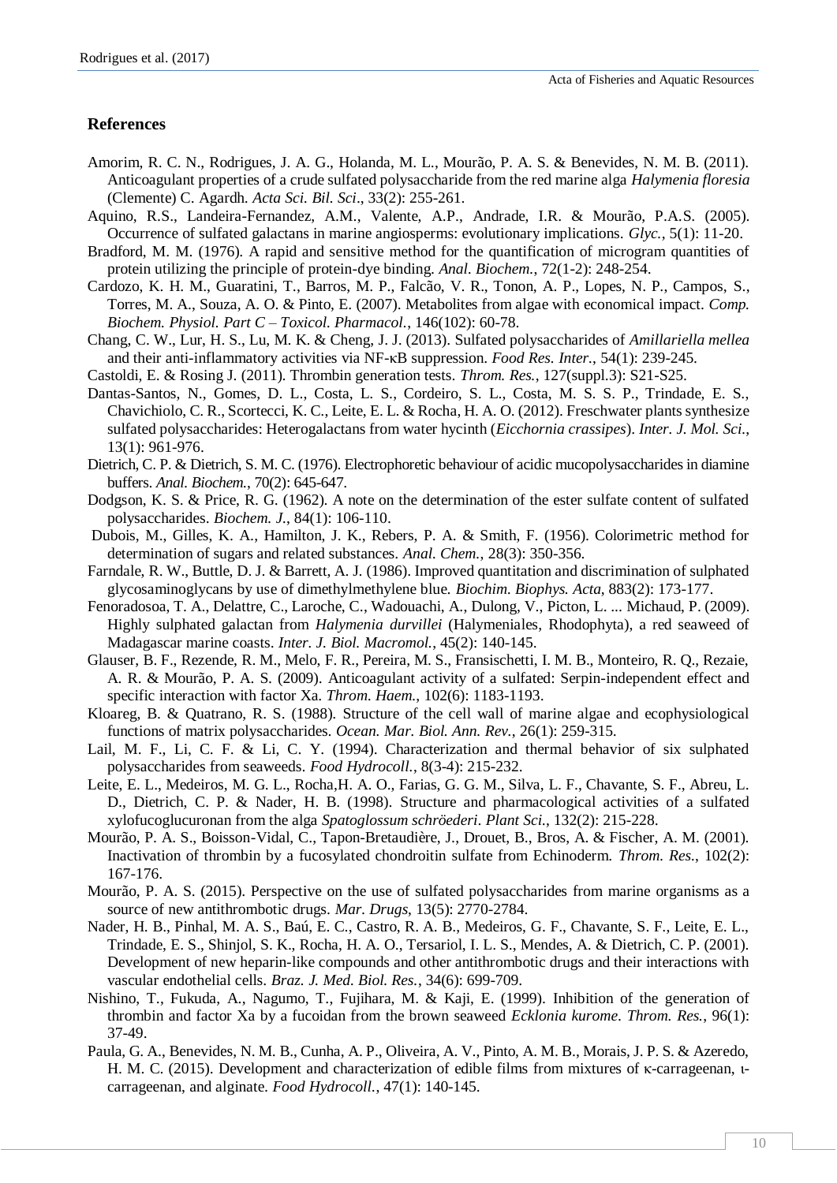## References

Amorim, R. C. N., Rodrigues, J. A. G., Holanda, M. L., Mourão, P. A. S. & Benevides, N. M. B. (2011). Anticoagulant properties of a crude sulfated polysaccharide from the red marine alga *Halymenia floresia* (Clemente) C. Agardh. *Acta Sci. Bil. Sci*., 33(2): 255-261.

Aquino, R.S., Landeira-Fernandez, A.M., Valente, A.P., Andrade, I.R. & Mourão, P.A.S. (2005). Occurrence of sulfated galactans in marine angiosperms: evolutionary implications. *Glyc.*, 5(1): 11-20.

Bradford, M. M. (1976). A rapid and sensitive method for the quantification of microgram quantities of protein utilizing the principle of protein-dye binding. *Anal. Biochem.*, 72(1-2): 248-254.

Cardozo, K. H. M., Guaratini, T., Barros, M. P., Falcão, V. R., Tonon, A. P., Lopes, N. P., Campos, S., Torres, M. A., Souza, A. O. & Pinto, E. (2007). Metabolites from algae with economical impact. *Comp. Biochem. Physiol. Part C – Toxicol. Pharmacol.*, 146(102): 60-78.

Chang, C. W., Lur, H. S., Lu, M. K. & Cheng, J. J. (2013). Sulfated polysaccharides of *Amillariella mellea* and their anti-inflammatory activities via NF-κB suppression. *Food Res. Inter.*, 54(1): 239-245.

Castoldi, E. & Rosing J. (2011). Thrombin generation tests. *Throm. Res.*, 127(suppl.3): S21-S25.

Dantas-Santos, N., Gomes, D. L., Costa, L. S., Cordeiro, S. L., Costa, M. S. S. P., Trindade, E. S., Chavichiolo, C. R., Scortecci, K. C., Leite, E. L. & Rocha, H. A. O. (2012). Freschwater plants synthesize sulfated polysaccharides: Heterogalactans from water hycinth (*Eicchornia crassipes*). *Inter. J. Mol. Sci.*, 13(1): 961-976.

Dietrich, C. P. & Dietrich, S. M. C. (1976). Electrophoretic behaviour of acidic mucopolysaccharides in diamine buffers. *Anal. Biochem.*, 70(2): 645-647.

Dodgson, K. S. & Price, R. G. (1962). A note on the determination of the ester sulfate content of sulfated polysaccharides. *Biochem. J.*, 84(1): 106-110.

Dubois, M., Gilles, K. A., Hamilton, J. K., Rebers, P. A. & Smith, F. (1956). Colorimetric method for determination of sugars and related substances. *Anal. Chem.*, 28(3): 350-356.

Farndale, R. W., Buttle, D. J. & Barrett, A. J. (1986). Improved quantitation and discrimination of sulphated glycosaminoglycans by use of dimethylmethylene blue. *Biochim. Biophys. Acta*, 883(2): 173-177.

Fenoradosoa, T. A., Delattre, C., Laroche, C., Wadouachi, A., Dulong, V., Picton, L. ... Michaud, P. (2009). Highly sulphated galactan from *Halymenia durvillei* (Halymeniales, Rhodophyta), a red seaweed of Madagascar marine coasts. *Inter. J. Biol. Macromol.*, 45(2): 140-145.

Glauser, B. F., Rezende, R. M., Melo, F. R., Pereira, M. S., Fransischetti, I. M. B., Monteiro, R. Q., Rezaie, A. R. & Mourão, P. A. S. (2009). Anticoagulant activity of a sulfated: Serpin-independent effect and specific interaction with factor Xa. *Throm. Haem.*, 102(6): 1183-1193.

Kloareg, B. & Quatrano, R. S. (1988). Structure of the cell wall of marine algae and ecophysiological functions of matrix polysaccharides. *Ocean. Mar. Biol. Ann. Rev.*, 26(1): 259-315.

Lail, M. F., Li, C. F. & Li, C. Y. (1994). Characterization and thermal behavior of six sulphated polysaccharides from seaweeds. *Food Hydrocoll.*, 8(3-4): 215-232.

Leite, E. L., Medeiros, M. G. L., Rocha,H. A. O., Farias, G. G. M., Silva, L. F., Chavante, S. F., Abreu, L. D., Dietrich, C. P. & Nader, H. B. (1998). Structure and pharmacological activities of a sulfated xylofucoglucuronan from the alga *Spatoglossum schröederi*. *Plant Sci.*, 132(2): 215-228.

Mourão, P. A. S., Boisson-Vidal, C., Tapon-Bretaudière, J., Drouet, B., Bros, A. & Fischer, A. M. (2001). Inactivation of thrombin by a fucosylated chondroitin sulfate from Echinoderm. *Throm. Res.*, 102(2): 167-176.

Mourão, P. A. S. (2015). Perspective on the use of sulfated polysaccharides from marine organisms as a source of new antithrombotic drugs. *Mar. Drugs*, 13(5): 2770-2784.

Nader, H. B., Pinhal, M. A. S., Baú, E. C., Castro, R. A. B., Medeiros, G. F., Chavante, S. F., Leite, E. L., Trindade, E. S., Shinjol, S. K., Rocha, H. A. O., Tersariol, I. L. S., Mendes, A. & Dietrich, C. P. (2001). Development of new heparin-like compounds and other antithrombotic drugs and their interactions with vascular endothelial cells. *Braz. J. Med. Biol. Res.*, 34(6): 699-709.

Nishino, T., Fukuda, A., Nagumo, T., Fujihara, M. & Kaji, E. (1999). Inhibition of the generation of thrombin and factor Xa by a fucoidan from the brown seaweed *Ecklonia kurome*. *Throm. Res.*, 96(1): 37-49.

Paula, G. A., Benevides, N. M. B., Cunha, A. P., Oliveira, A. V., Pinto, A. M. B., Morais, J. P. S. & Azeredo, H. M. C. (2015). Development and characterization of edible films from mixtures of κ-carrageenan, ι-carrageenan, and alginate. *Food Hydrocoll.*, 47(1): 140-145.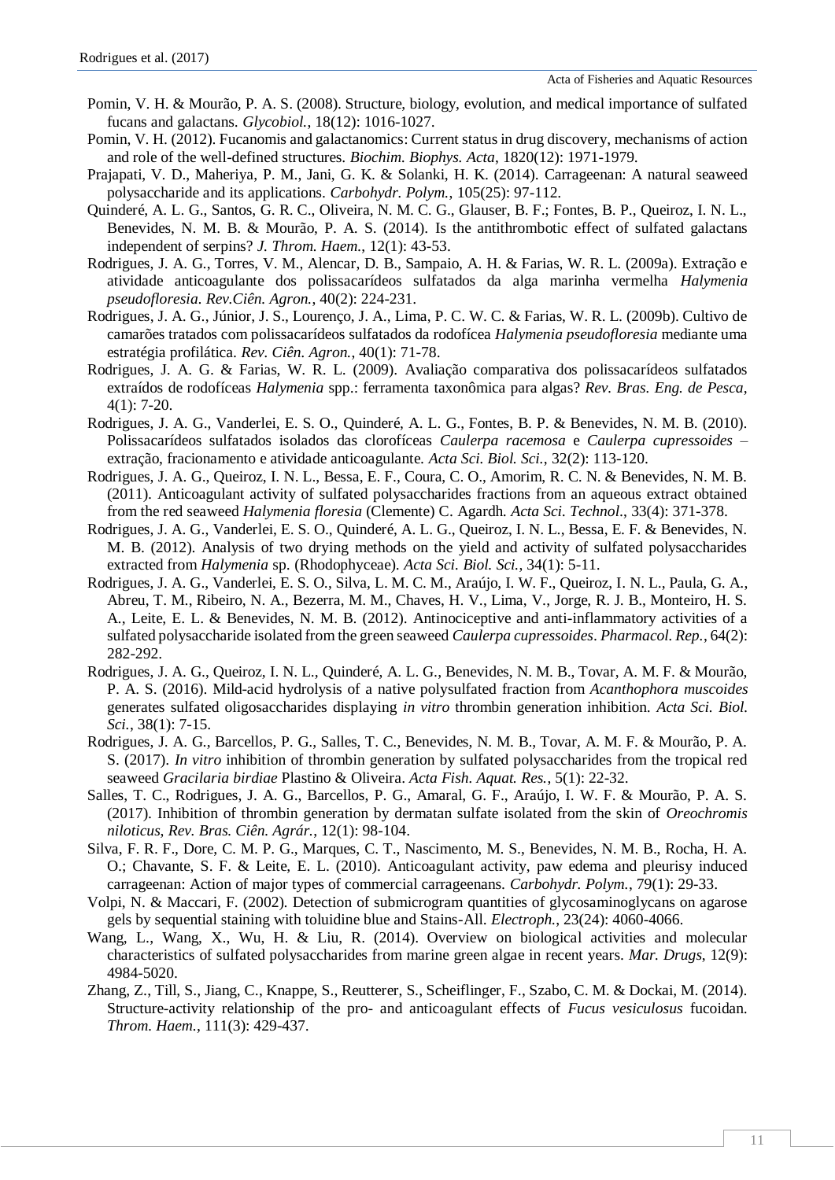Pomin, V. H. & Mourão, P. A. S. (2008). Structure, biology, evolution, and medical importance of sulfated fucans and galactans. *Glycobiol.*, 18(12): 1016-1027.

Pomin, V. H. (2012). Fucanomis and galactanomics: Current status in drug discovery, mechanisms of action and role of the well-defined structures. *Biochim. Biophys. Acta*, 1820(12): 1971-1979.

Prajapati, V. D., Maheriya, P. M., Jani, G. K. & Solanki, H. K. (2014). Carrageenan: A natural seaweed polysaccharide and its applications. *Carbohydr. Polym.*, 105(25): 97-112.

Quinderé, A. L. G., Santos, G. R. C., Oliveira, N. M. C. G., Glauser, B. F.; Fontes, B. P., Queiroz, I. N. L., Benevides, N. M. B. & Mourão, P. A. S. (2014). Is the antithrombotic effect of sulfated galactans independent of serpins? *J. Throm. Haem.*, 12(1): 43-53.

Rodrigues, J. A. G., Torres, V. M., Alencar, D. B., Sampaio, A. H. & Farias, W. R. L. (2009a). Extração e atividade anticoagulante dos polissacarídeos sulfatados da alga marinha vermelha *Halymenia pseudofloresia*. *Rev.Ciên. Agron.*, 40(2): 224-231.

Rodrigues, J. A. G., Júnior, J. S., Lourenço, J. A., Lima, P. C. W. C. & Farias, W. R. L. (2009b). Cultivo de camarões tratados com polissacarídeos sulfatados da rodofícea *Halymenia pseudofloresia* mediante uma estratégia profilática. *Rev. Ciên. Agron.*, 40(1): 71-78.

Rodrigues, J. A. G. & Farias, W. R. L. (2009). Avaliação comparativa dos polissacarídeos sulfatados extraídos de rodofíceas *Halymenia* spp.: ferramenta taxonômica para algas? *Rev. Bras. Eng. de Pesca*, 4(1): 7-20.

Rodrigues, J. A. G., Vanderlei, E. S. O., Quinderé, A. L. G., Fontes, B. P. & Benevides, N. M. B. (2010). Polissacarídeos sulfatados isolados das clorofíceas *Caulerpa racemosa* e *Caulerpa cupressoides* – extração, fracionamento e atividade anticoagulante. *Acta Sci. Biol. Sci.*, 32(2): 113-120.

Rodrigues, J. A. G., Queiroz, I. N. L., Bessa, E. F., Coura, C. O., Amorim, R. C. N. & Benevides, N. M. B. (2011). Anticoagulant activity of sulfated polysaccharides fractions from an aqueous extract obtained from the red seaweed *Halymenia floresia* (Clemente) C. Agardh. *Acta Sci. Technol.*, 33(4): 371-378.

Rodrigues, J. A. G., Vanderlei, E. S. O., Quinderé, A. L. G., Queiroz, I. N. L., Bessa, E. F. & Benevides, N. M. B. (2012). Analysis of two drying methods on the yield and activity of sulfated polysaccharides extracted from *Halymenia* sp. (Rhodophyceae). *Acta Sci. Biol. Sci.*, 34(1): 5-11.

Rodrigues, J. A. G., Vanderlei, E. S. O., Silva, L. M. C. M., Araújo, I. W. F., Queiroz, I. N. L., Paula, G. A., Abreu, T. M., Ribeiro, N. A., Bezerra, M. M., Chaves, H. V., Lima, V., Jorge, R. J. B., Monteiro, H. S. A., Leite, E. L. & Benevides, N. M. B. (2012). Antinociceptive and anti-inflammatory activities of a sulfated polysaccharide isolated from the green seaweed *Caulerpa cupressoides*. *Pharmacol. Rep.*, 64(2): 282-292.

Rodrigues, J. A. G., Queiroz, I. N. L., Quinderé, A. L. G., Benevides, N. M. B., Tovar, A. M. F. & Mourão, P. A. S. (2016). Mild-acid hydrolysis of a native polysulfated fraction from *Acanthophora muscoides* generates sulfated oligosaccharides displaying *in vitro* thrombin generation inhibition. *Acta Sci. Biol. Sci.*, 38(1): 7-15.

Rodrigues, J. A. G., Barcellos, P. G., Salles, T. C., Benevides, N. M. B., Tovar, A. M. F. & Mourão, P. A. S. (2017). *In vitro* inhibition of thrombin generation by sulfated polysaccharides from the tropical red seaweed *Gracilaria birdiae* Plastino & Oliveira. *Acta Fish. Aquat. Res.*, 5(1): 22-32.

Salles, T. C., Rodrigues, J. A. G., Barcellos, P. G., Amaral, G. F., Araújo, I. W. F. & Mourão, P. A. S. (2017). Inhibition of thrombin generation by dermatan sulfate isolated from the skin of *Oreochromis niloticus*, *Rev. Bras. Ciên. Agrár.*, 12(1): 98-104.

Silva, F. R. F., Dore, C. M. P. G., Marques, C. T., Nascimento, M. S., Benevides, N. M. B., Rocha, H. A. O.; Chavante, S. F. & Leite, E. L. (2010). Anticoagulant activity, paw edema and pleurisy induced carrageenan: Action of major types of commercial carrageenans. *Carbohydr. Polym.*, 79(1): 29-33.

Volpi, N. & Maccari, F. (2002). Detection of submicrogram quantities of glycosaminoglycans on agarose gels by sequential staining with toluidine blue and Stains-All. *Electroph.*, 23(24): 4060-4066.

Wang, L., Wang, X., Wu, H. & Liu, R. (2014). Overview on biological activities and molecular characteristics of sulfated polysaccharides from marine green algae in recent years. *Mar. Drugs*, 12(9): 4984-5020.

Zhang, Z., Till, S., Jiang, C., Knappe, S., Reutterer, S., Scheiflinger, F., Szabo, C. M. & Dockai, M. (2014). Structure-activity relationship of the pro- and anticoagulant effects of *Fucus vesiculosus* fucoidan. *Throm. Haem.*, 111(3): 429-437.